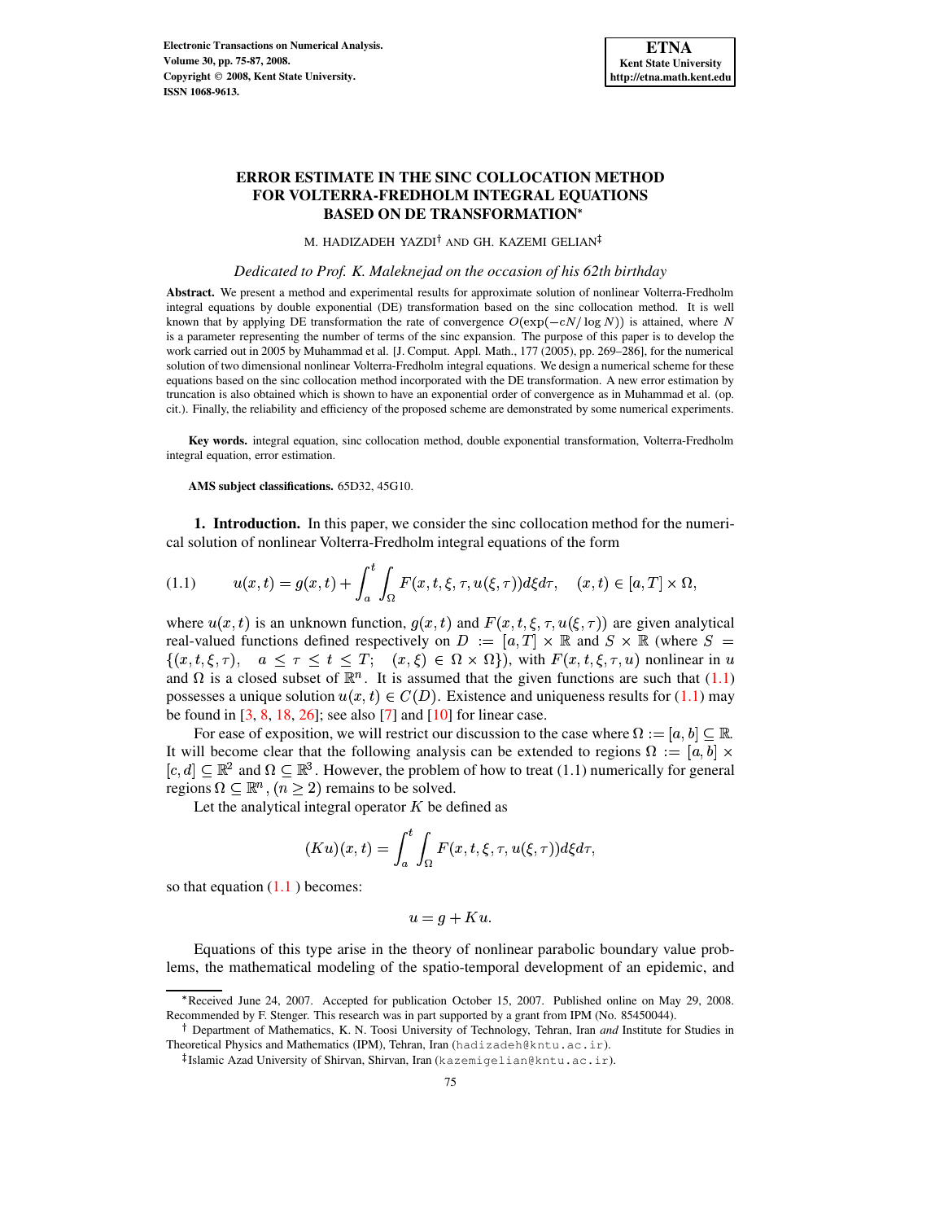# ERROR ESTIMATE IN THE SINC COLLOCATION METHOD FOR VOLTERRA-FREDHOLM INTEGRAL EQUATIONS BASED ON DE TRANSFORMATION*

M. HADIZADEH YAZDI[†] AND GH. KAZEMI GELIAN[‡]

*Dedicated to Prof. K. Maleknejad on the occasion of his 62th birthday*

**Abstract.** We present a method and experimental results for approximate solution of nonlinear Volterra-Fredholm integral equations by double exponential (DE) transformation based on the sinc collocation method. It is well known that by applying DE transformation the rate of convergence $O(\exp(-cN/\log N))$ is attained, where $N$ is a parameter representing the number of terms of the sinc expansion. The purpose of this paper is to develop the work carried out in 2005 by Muhammad et al. [J. Comput. Appl. Math., 177 (2005), pp. 269–286], for the numerical solution of two dimensional nonlinear Volterra-Fredholm integral equations. We design a numerical scheme for these equations based on the sinc collocation method incorporated with the DE transformation. A new error estimation by truncation is also obtained which is shown to have an exponential order of convergence as in Muhammad et al. (op. cit.). Finally, the reliability and efficiency of the proposed scheme are demonstrated by some numerical experiments.

**Key words.** integral equation, sinc collocation method, double exponential transformation, Volterra-Fredholm integral equation, error estimation.

**AMS subject classifications.** 65D32, 45G10.

## 1. Introduction.

In this paper, we consider the sinc collocation method for the numerical solution of nonlinear Volterra-Fredholm integral equations of the form

$$u(x,t) = g(x,t) + \int_a^t \int_\Omega F(x,t,\xi,\tau,u(\xi,\tau))d\xi d\tau, \quad (x,t) \in [a,T] \times \Omega, \tag{1.1}$$

where $u(x,t)$ is an unknown function, $g(x,t)$ and $F(x,t,\xi,\tau,u(\xi,\tau))$ are given analytical real-valued functions defined respectively on $D := [a,T] \times \mathbb{R}$ and $S \times \mathbb{R}$ (where $S = \{(x,t,\xi,\tau), \quad a \le \tau \le t \le T; \quad (x,\xi) \in \Omega \times \Omega\}$), with $F(x,t,\xi,\tau,u)$ nonlinear in $u$ and $\Omega$ is a closed subset of $\mathbb{R}^n$. It is assumed that the given functions are such that (1.1) possesses a unique solution $u(x,t) \in C(D)$. Existence and uniqueness results for (1.1) may be found in [3, 8, 18, 26]; see also [7] and [10] for linear case.

For ease of exposition, we will restrict our discussion to the case where $\Omega := [a,b] \subseteq \mathbb{R}$. It will become clear that the following analysis can be extended to regions $\Omega := [a,b] \times [c,d] \subseteq \mathbb{R}^2$ and $\Omega \subseteq \mathbb{R}^3$. However, the problem of how to treat (1.1) numerically for general regions $\Omega \subseteq \mathbb{R}^n$, $(n \ge 2)$ remains to be solved.

Let the analytical integral operator $K$ be defined as

$$(Ku)(x,t) = \int_a^t \int_\Omega F(x,t,\xi,\tau,u(\xi,\tau))d\xi d\tau,$$

so that equation (1.1 ) becomes:

$$u = g + Ku.$$

Equations of this type arise in the theory of nonlinear parabolic boundary value problems, the mathematical modeling of the spatio-temporal development of an epidemic, and

---

*Received June 24, 2007. Accepted for publication October 15, 2007. Published online on May 29, 2008. Recommended by F. Stenger. This research was in part supported by a grant from IPM (No. 85450044).

[†] Department of Mathematics, K. N. Toosi University of Technology, Tehran, Iran *and* Institute for Studies in Theoretical Physics and Mathematics (IPM), Tehran, Iran (hadizadeh@kntu.ac.ir).

[‡] Islamic Azad University of Shirvan, Shirvan, Iran (kazemigelian@kntu.ac.ir).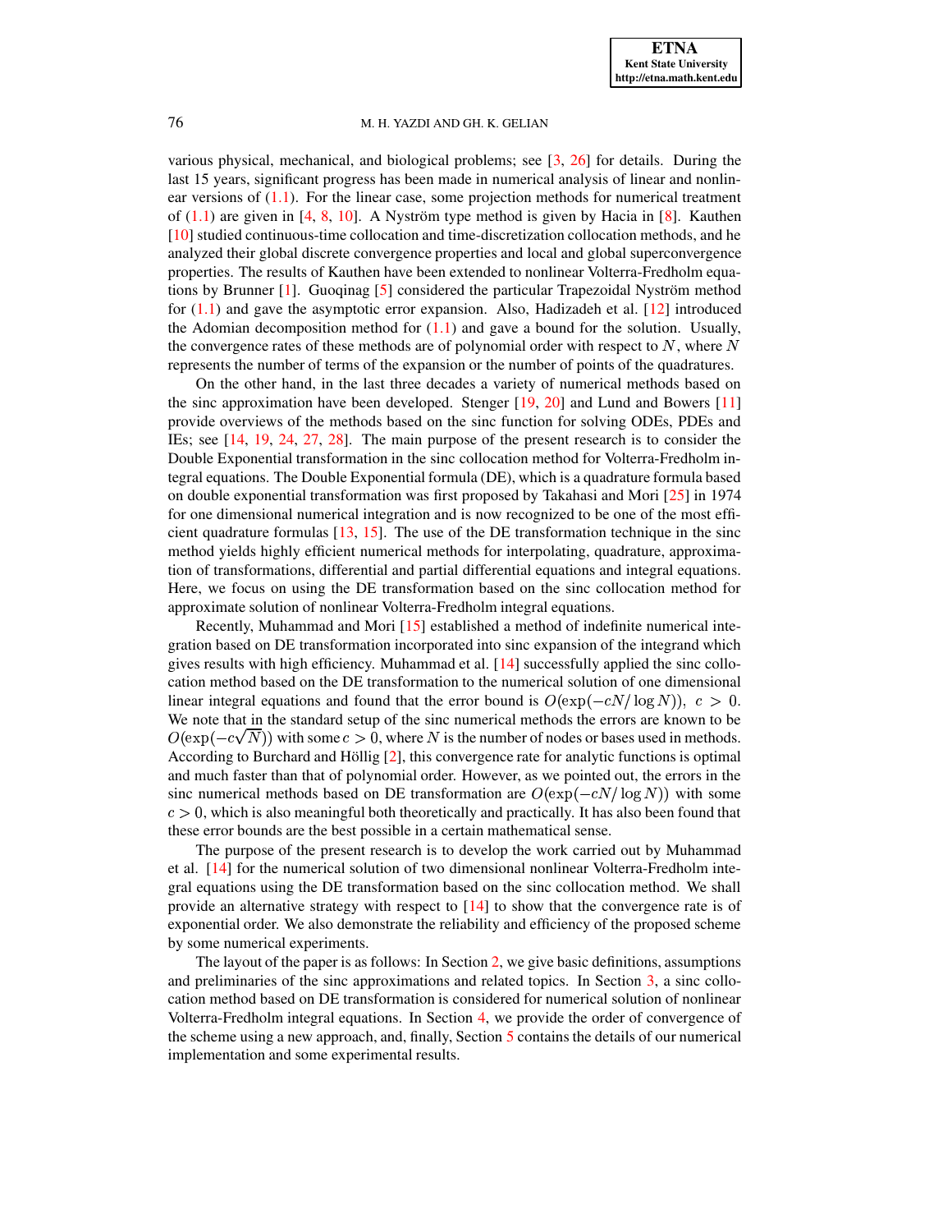various physical, mechanical, and biological problems; see [3, 26] for details. During the last 15 years, significant progress has been made in numerical analysis of linear and nonlinear versions of (1.1). For the linear case, some projection methods for numerical treatment of (1.1) are given in [4, 8, 10]. A Nyström type method is given by Hacia in [8]. Kauthen [10] studied continuous-time collocation and time-discretization collocation methods, and he analyzed their global discrete convergence properties and local and global superconvergence properties. The results of Kauthen have been extended to nonlinear Volterra-Fredholm equations by Brunner [1]. Guoqinag [5] considered the particular Trapezoidal Nyström method for (1.1) and gave the asymptotic error expansion. Also, Hadizadeh et al. [12] introduced the Adomian decomposition method for (1.1) and gave a bound for the solution. Usually, the convergence rates of these methods are of polynomial order with respect to $N$, where $N$ represents the number of terms of the expansion or the number of points of the quadratures.

On the other hand, in the last three decades a variety of numerical methods based on the sinc approximation have been developed. Stenger [19, 20] and Lund and Bowers [11] provide overviews of the methods based on the sinc function for solving ODEs, PDEs and IEs; see [14, 19, 24, 27, 28]. The main purpose of the present research is to consider the Double Exponential transformation in the sinc collocation method for Volterra-Fredholm integral equations. The Double Exponential formula (DE), which is a quadrature formula based on double exponential transformation was first proposed by Takahasi and Mori [25] in 1974 for one dimensional numerical integration and is now recognized to be one of the most efficient quadrature formulas [13, 15]. The use of the DE transformation technique in the sinc method yields highly efficient numerical methods for interpolating, quadrature, approximation of transformations, differential and partial differential equations and integral equations. Here, we focus on using the DE transformation based on the sinc collocation method for approximate solution of nonlinear Volterra-Fredholm integral equations.

Recently, Muhammad and Mori [15] established a method of indefinite numerical integration based on DE transformation incorporated into sinc expansion of the integrand which gives results with high efficiency. Muhammad et al. [14] successfully applied the sinc collocation method based on the DE transformation to the numerical solution of one dimensional linear integral equations and found that the error bound is $O(\exp(-cN/\log N)),\ c > 0$. We note that in the standard setup of the sinc numerical methods the errors are known to be $O(\exp(-c\sqrt{N}))$ with some $c > 0$, where $N$ is the number of nodes or bases used in methods. According to Burchard and Höllig [2], this convergence rate for analytic functions is optimal and much faster than that of polynomial order. However, as we pointed out, the errors in the sinc numerical methods based on DE transformation are $O(\exp(-cN/\log N))$ with some $c > 0$, which is also meaningful both theoretically and practically. It has also been found that these error bounds are the best possible in a certain mathematical sense.

The purpose of the present research is to develop the work carried out by Muhammad et al. [14] for the numerical solution of two dimensional nonlinear Volterra-Fredholm integral equations using the DE transformation based on the sinc collocation method. We shall provide an alternative strategy with respect to [14] to show that the convergence rate is of exponential order. We also demonstrate the reliability and efficiency of the proposed scheme by some numerical experiments.

The layout of the paper is as follows: In Section 2, we give basic definitions, assumptions and preliminaries of the sinc approximations and related topics. In Section 3, a sinc collocation method based on DE transformation is considered for numerical solution of nonlinear Volterra-Fredholm integral equations. In Section 4, we provide the order of convergence of the scheme using a new approach, and, finally, Section 5 contains the details of our numerical implementation and some experimental results.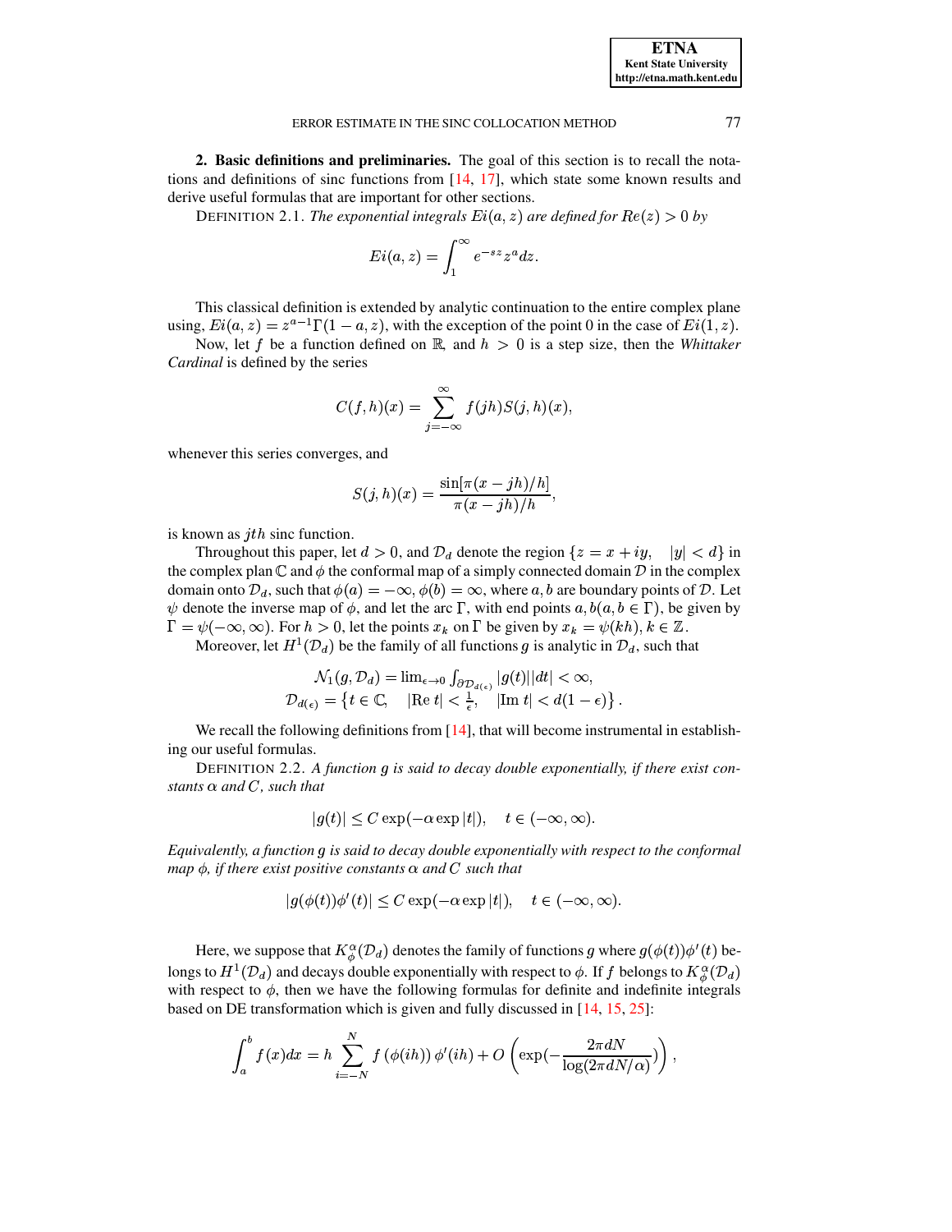**2. Basic definitions and preliminaries.** The goal of this section is to recall the notations and definitions of sinc functions from [14, 17], which state some known results and derive useful formulas that are important for other sections.

DEFINITION 2.1. *The exponential integrals $Ei(a, z)$ are defined for $Re(z) > 0$ by*

$$Ei(a, z) = \int_1^\infty e^{-sz} z^a dz.$$

This classical definition is extended by analytic continuation to the entire complex plane using, $Ei(a, z) = z^{a-1}\Gamma(1 - a, z)$, with the exception of the point 0 in the case of $Ei(1, z)$.

Now, let $f$ be a function defined on $\mathbb{R}$, and $h > 0$ is a step size, then the *Whittaker Cardinal* is defined by the series

$$C(f, h)(x) = \sum_{j=-\infty}^{\infty} f(jh) S(j, h)(x),$$

whenever this series converges, and

$$S(j, h)(x) = \frac{\sin[\pi(x - jh)/h]}{\pi(x - jh)/h},$$

is known as $jth$ sinc function.

Throughout this paper, let $d > 0$, and $\mathcal{D}_d$ denote the region $\{z = x + iy, \quad |y| < d\}$ in the complex plan $\mathbb{C}$ and $\phi$ the conformal map of a simply connected domain $\mathcal{D}$ in the complex domain onto $\mathcal{D}_d$, such that $\phi(a) = -\infty$, $\phi(b) = \infty$, where $a, b$ are boundary points of $\mathcal{D}$. Let $\psi$ denote the inverse map of $\phi$, and let the arc $\Gamma$, with end points $a, b (a, b \in \Gamma)$, be given by $\Gamma = \psi(-\infty, \infty)$. For $h > 0$, let the points $x_k$ on $\Gamma$ be given by $x_k = \psi(kh)$, $k \in \mathbb{Z}$.

Moreover, let $H^1(\mathcal{D}_d)$ be the family of all functions $g$ is analytic in $\mathcal{D}_d$, such that

$$\mathcal{N}_1(g, \mathcal{D}_d) = \lim_{\epsilon \to 0} \int_{\partial \mathcal{D}_{d(\epsilon)}} |g(t)||dt| < \infty,$$
$$\mathcal{D}_{d(\epsilon)} = \left\{ t \in \mathbb{C}, \quad |\text{Re } t| < \tfrac{1}{\epsilon}, \quad |\text{Im } t| < d(1 - \epsilon) \right\}.$$

We recall the following definitions from [14], that will become instrumental in establishing our useful formulas.

DEFINITION 2.2. *A function $g$ is said to decay double exponentially, if there exist constants $\alpha$ and $C$, such that*

$$|g(t)| \leq C \exp(-\alpha \exp |t|), \quad t \in (-\infty, \infty).$$

*Equivalently, a function $g$ is said to decay double exponentially with respect to the conformal map $\phi$, if there exist positive constants $\alpha$ and $C$ such that*

$$|g(\phi(t))\phi'(t)| \leq C \exp(-\alpha \exp |t|), \quad t \in (-\infty, \infty).$$

Here, we suppose that $K_\phi^\alpha(\mathcal{D}_d)$ denotes the family of functions $g$ where $g(\phi(t))\phi'(t)$ belongs to $H^1(\mathcal{D}_d)$ and decays double exponentially with respect to $\phi$. If $f$ belongs to $K_\phi^\alpha(\mathcal{D}_d)$ with respect to $\phi$, then we have the following formulas for definite and indefinite integrals based on DE transformation which is given and fully discussed in [14, 15, 25]:

$$\int_a^b f(x) dx = h \sum_{i=-N}^{N} f(\phi(ih)) \phi'(ih) + O\left( \exp(-\frac{2\pi dN}{\log(2\pi dN/\alpha)}) \right),$$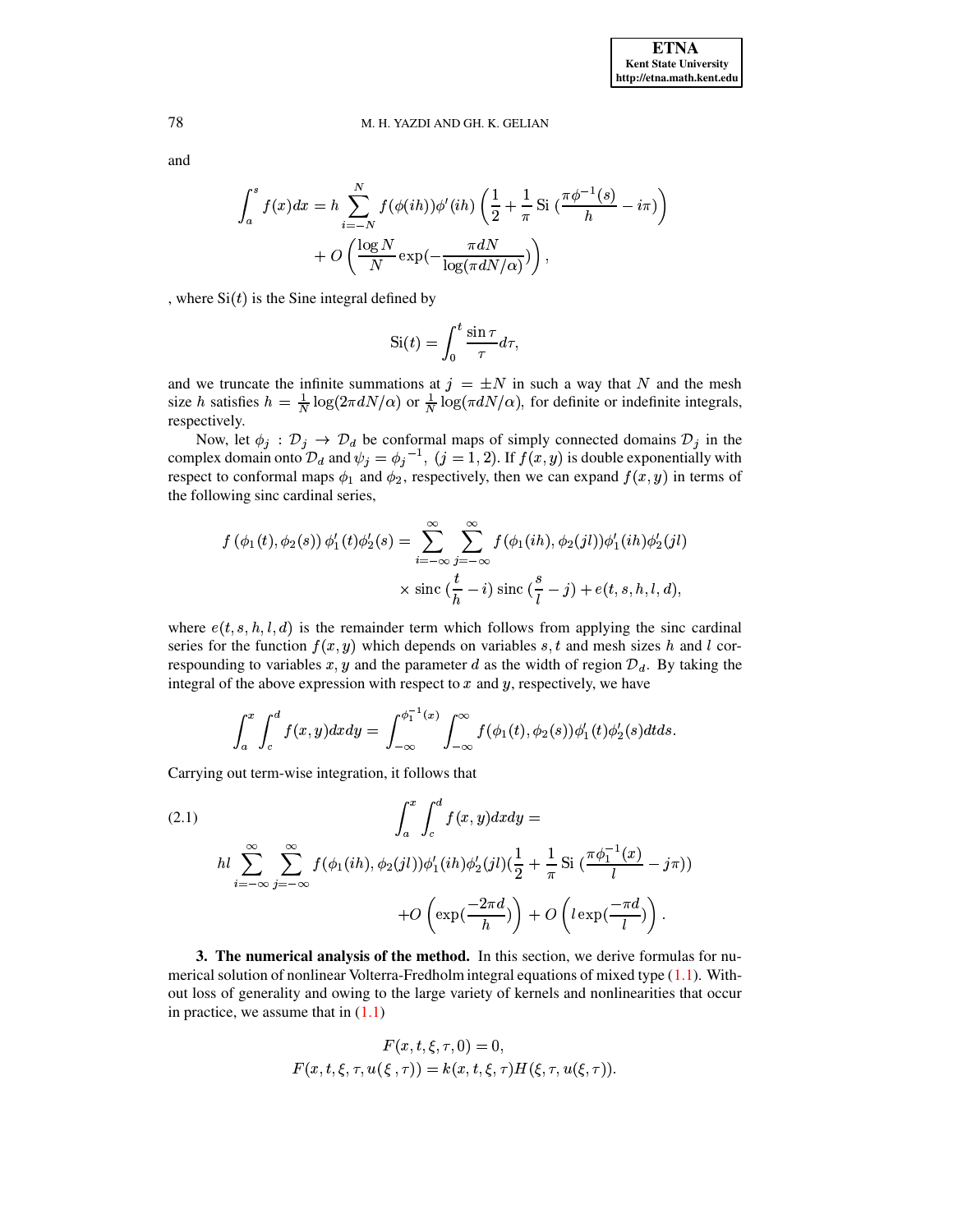and

$$\int_a^s f(x)dx = h \sum_{i=-N}^{N} f(\phi(ih))\phi'(ih) \left( \frac{1}{2} + \frac{1}{\pi} \,\mathrm{Si}\, (\frac{\pi\phi^{-1}(s)}{h} - i\pi) \right) + O\left( \frac{\log N}{N} \exp(-\frac{\pi dN}{\log(\pi dN/\alpha)}) \right),$$

, where $\mathrm{Si}(t)$ is the Sine integral defined by

$$\mathrm{Si}(t) = \int_0^t \frac{\sin\tau}{\tau} d\tau,$$

and we truncate the infinite summations at $j = \pm N$ in such a way that $N$ and the mesh size $h$ satisfies $h = \frac{1}{N}\log(2\pi dN/\alpha)$ or $\frac{1}{N}\log(\pi dN/\alpha)$, for definite or indefinite integrals, respectively.

Now, let $\phi_j : \mathcal{D}_j \to \mathcal{D}_d$ be conformal maps of simply connected domains $\mathcal{D}_j$ in the complex domain onto $\mathcal{D}_d$ and $\psi_j = {\phi_j}^{-1}$, $(j = 1, 2)$. If $f(x, y)$ is double exponentially with respect to conformal maps $\phi_1$ and $\phi_2$, respectively, then we can expand $f(x, y)$ in terms of the following sinc cardinal series,

$$f(\phi_1(t), \phi_2(s))\, \phi_1'(t)\phi_2'(s) = \sum_{i=-\infty}^{\infty} \sum_{j=-\infty}^{\infty} f(\phi_1(ih), \phi_2(jl))\phi_1'(ih)\phi_2'(jl) \times \mathrm{sinc}\,(\frac{t}{h} - i)\, \mathrm{sinc}\,(\frac{s}{l} - j) + e(t, s, h, l, d),$$

where $e(t, s, h, l, d)$ is the remainder term which follows from applying the sinc cardinal series for the function $f(x, y)$ which depends on variables $s, t$ and mesh sizes $h$ and $l$ correspounding to variables $x, y$ and the parameter $d$ as the width of region $\mathcal{D}_d$. By taking the integral of the above expression with respect to $x$ and $y$, respectively, we have

$$\int_a^x \int_c^d f(x, y)dxdy = \int_{-\infty}^{\phi_1^{-1}(x)} \int_{-\infty}^{\infty} f(\phi_1(t), \phi_2(s))\phi_1'(t)\phi_2'(s)dtds.$$

Carrying out term-wise integration, it follows that

$$\int_a^x \int_c^d f(x, y)dxdy = hl \sum_{i=-\infty}^{\infty} \sum_{j=-\infty}^{\infty} f(\phi_1(ih), \phi_2(jl))\phi_1'(ih)\phi_2'(jl)(\frac{1}{2} + \frac{1}{\pi}\,\mathrm{Si}\,(\frac{\pi\phi_1^{-1}(x)}{l} - j\pi)) + O\left(\exp(\frac{-2\pi d}{h})\right) + O\left(l\exp(\frac{-\pi d}{l})\right). \tag{2.1}$$

**3. The numerical analysis of the method.** In this section, we derive formulas for numerical solution of nonlinear Volterra-Fredholm integral equations of mixed type (1.1). Without loss of generality and owing to the large variety of kernels and nonlinearities that occur in practice, we assume that in (1.1)

$$F(x, t, \xi, \tau, 0) = 0,$$
$$F(x, t, \xi, \tau, u(\xi\,, \tau)) = k(x, t, \xi, \tau)H(\xi, \tau, u(\xi, \tau)).$$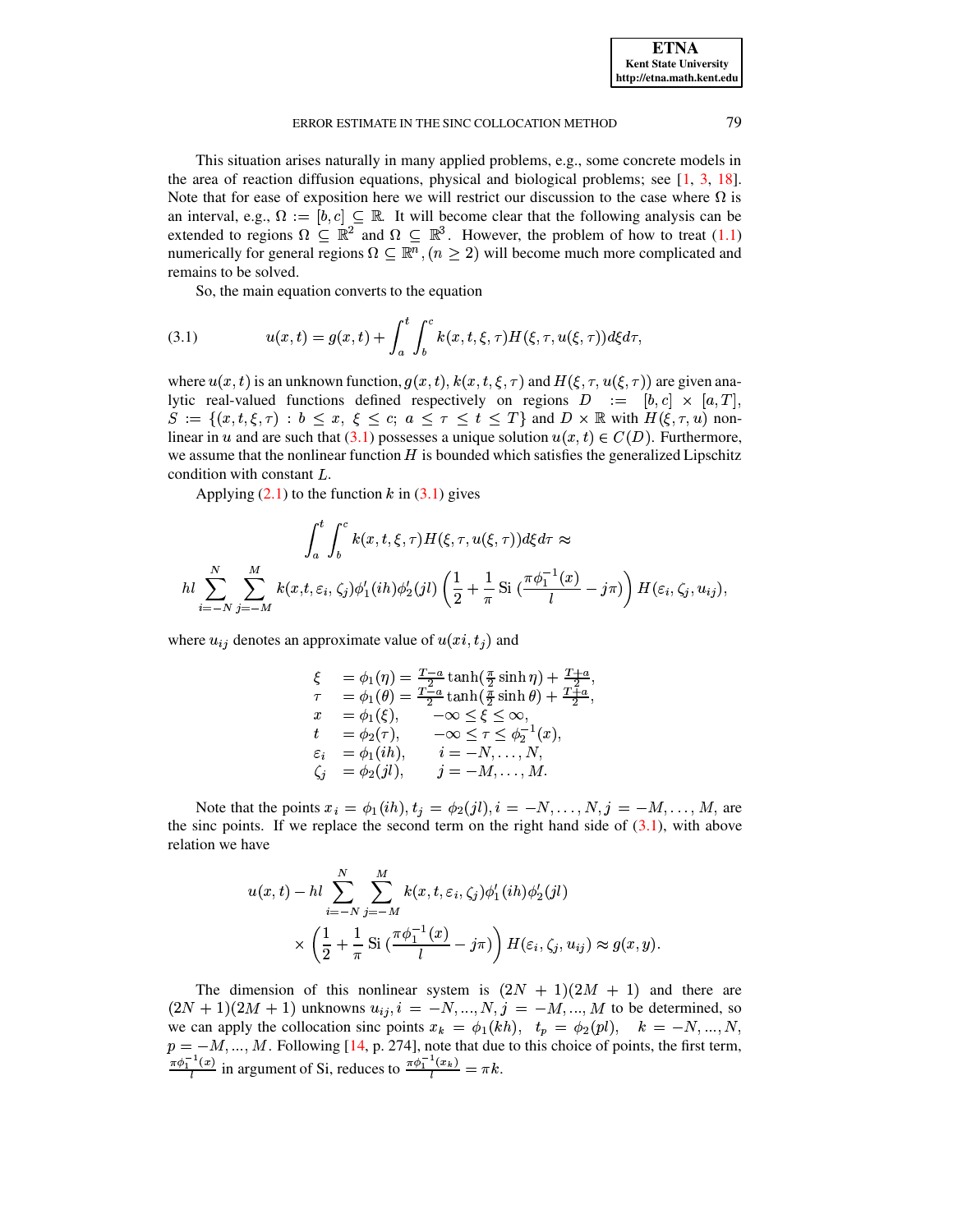This situation arises naturally in many applied problems, e.g., some concrete models in the area of reaction diffusion equations, physical and biological problems; see [1, 3, 18]. Note that for ease of exposition here we will restrict our discussion to the case where $\Omega$ is an interval, e.g., $\Omega := [b, c] \subseteq \mathbb{R}$. It will become clear that the following analysis can be extended to regions $\Omega \subseteq \mathbb{R}^2$ and $\Omega \subseteq \mathbb{R}^3$. However, the problem of how to treat (1.1) numerically for general regions $\Omega \subseteq \mathbb{R}^n, (n \geq 2)$ will become much more complicated and remains to be solved.

So, the main equation converts to the equation

$$
u(x,t) = g(x,t) + \int_a^t \int_b^c k(x,t,\xi,\tau) H(\xi,\tau,u(\xi,\tau)) d\xi d\tau, \tag{3.1}
$$

where $u(x,t)$ is an unknown function, $g(x,t)$, $k(x,t,\xi,\tau)$ and $H(\xi,\tau,u(\xi,\tau))$ are given analytic real-valued functions defined respectively on regions $D := [b,c] \times [a,T]$, $S := \{(x,t,\xi,\tau) : b \leq x,\ \xi \leq c;\ a \leq \tau \leq t \leq T\}$ and $D \times \mathbb{R}$ with $H(\xi,\tau,u)$ nonlinear in $u$ and are such that (3.1) possesses a unique solution $u(x,t) \in C(D)$. Furthermore, we assume that the nonlinear function $H$ is bounded which satisfies the generalized Lipschitz condition with constant $L$.

Applying (2.1) to the function $k$ in (3.1) gives

$$
\int_a^t \int_b^c k(x,t,\xi,\tau) H(\xi,\tau,u(\xi,\tau)) d\xi d\tau \approx
$$

$$
hl \sum_{i=-N}^{N} \sum_{j=-M}^{M} k(x,t,\varepsilon_i,\zeta_j) \phi_1'(ih) \phi_2'(jl) \left( \frac{1}{2} + \frac{1}{\pi} \operatorname{Si}\left( \frac{\pi \phi_1^{-1}(x)}{l} - j\pi \right) \right) H(\varepsilon_i, \zeta_j, u_{ij}),
$$

where $u_{ij}$ denotes an approximate value of $u(xi, t_j)$ and

$$
\begin{array}{lll}
\xi & = \phi_1(\eta) = \frac{T-a}{2} \tanh(\frac{\pi}{2} \sinh \eta) + \frac{T+a}{2}, & \\
\tau & = \phi_1(\theta) = \frac{T-a}{2} \tanh(\frac{\pi}{2} \sinh \theta) + \frac{T+a}{2}, & \\
x & = \phi_1(\xi), & -\infty \leq \xi \leq \infty, \\
t & = \phi_2(\tau), & -\infty \leq \tau \leq \phi_2^{-1}(x), \\
\varepsilon_i & = \phi_1(ih), & i = -N, \ldots, N, \\
\zeta_j & = \phi_2(jl), & j = -M, \ldots, M.
\end{array}
$$

Note that the points $x_i = \phi_1(ih), t_j = \phi_2(jl), i = -N, \ldots, N, j = -M, \ldots, M$, are the sinc points. If we replace the second term on the right hand side of (3.1), with above relation we have

$$
u(x,t) - hl \sum_{i=-N}^{N} \sum_{j=-M}^{M} k(x,t,\varepsilon_i,\zeta_j) \phi_1'(ih) \phi_2'(jl)
$$

$$
\times \left( \frac{1}{2} + \frac{1}{\pi} \operatorname{Si}\left( \frac{\pi \phi_1^{-1}(x)}{l} - j\pi \right) \right) H(\varepsilon_i, \zeta_j, u_{ij}) \approx g(x,y).
$$

The dimension of this nonlinear system is $(2N+1)(2M+1)$ and there are $(2N+1)(2M+1)$ unknowns $u_{ij}, i = -N, ..., N, j = -M, ..., M$ to be determined, so we can apply the collocation sinc points $x_k = \phi_1(kh),\ \ t_p = \phi_2(pl),\ \ k = -N, ..., N,$ $p = -M, ..., M$. Following [14, p. 274], note that due to this choice of points, the first term, $\frac{\pi \phi_1^{-1}(x)}{l}$ in argument of Si, reduces to $\frac{\pi \phi_1^{-1}(x_k)}{l} = \pi k$.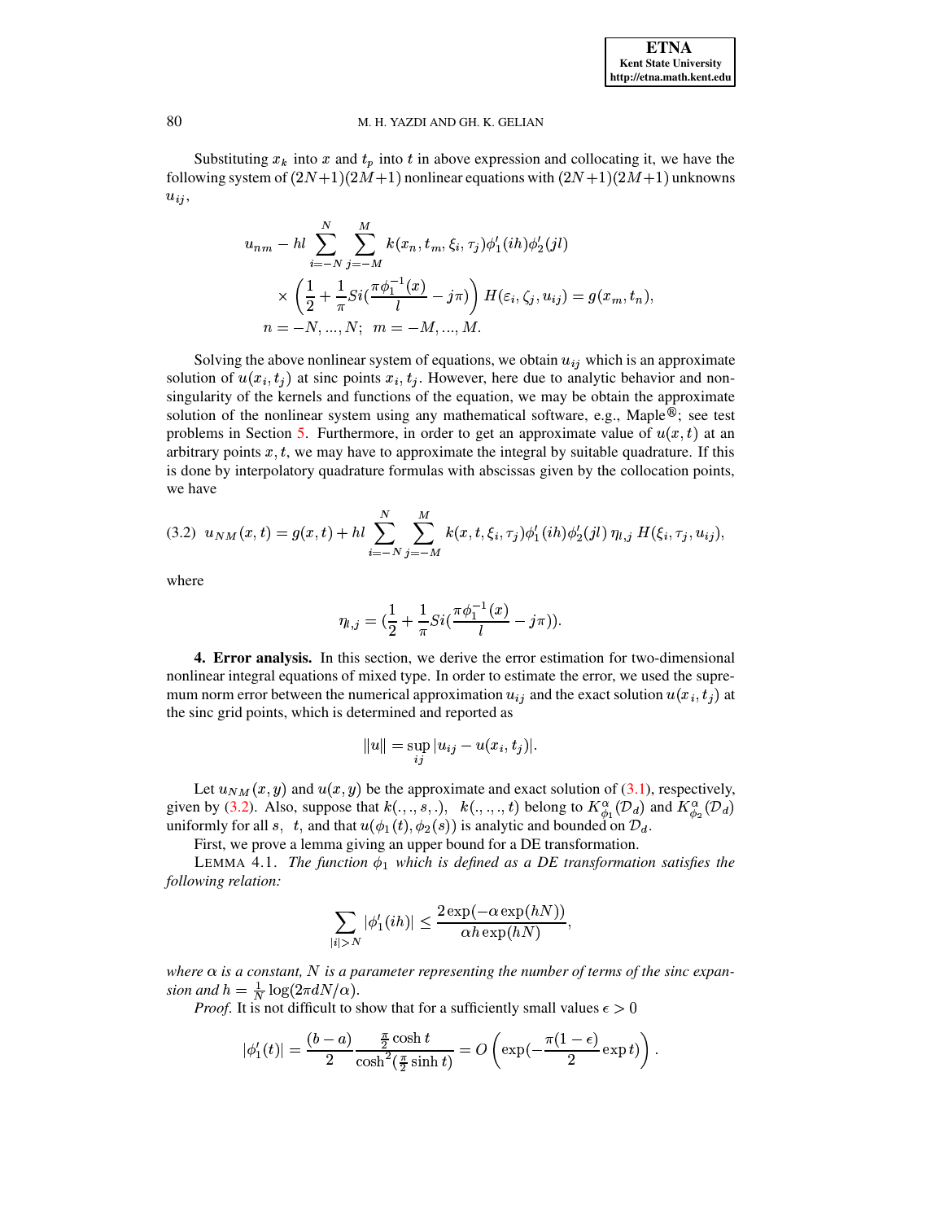Substituting $x_k$ into $x$ and $t_p$ into $t$ in above expression and collocating it, we have the following system of $(2N+1)(2M+1)$ nonlinear equations with $(2N+1)(2M+1)$ unknowns $u_{ij}$,

$$
\begin{aligned}
u_{nm} - hl \sum_{i=-N}^{N} \sum_{j=-M}^{M} & k(x_n, t_m, \xi_i, \tau_j)\phi_1'(ih)\phi_2'(jl) \\
& \times \left(\frac{1}{2} + \frac{1}{\pi} Si(\frac{\pi\phi_1^{-1}(x)}{l} - j\pi)\right) H(\varepsilon_i, \zeta_j, u_{ij}) = g(x_m, t_n), \\
n = -N, ..., N;\;\; & m = -M, ..., M.
\end{aligned}
$$

Solving the above nonlinear system of equations, we obtain $u_{ij}$ which is an approximate solution of $u(x_i, t_j)$ at sinc points $x_i, t_j$. However, here due to analytic behavior and non-singularity of the kernels and functions of the equation, we may be obtain the approximate solution of the nonlinear system using any mathematical software, e.g., Maple®; see test problems in Section 5. Furthermore, in order to get an approximate value of $u(x, t)$ at an arbitrary points $x, t$, we may have to approximate the integral by suitable quadrature. If this is done by interpolatory quadrature formulas with abscissas given by the collocation points, we have

$$
(3.2)\;\; u_{NM}(x,t) = g(x,t) + hl \sum_{i=-N}^{N} \sum_{j=-M}^{M} k(x,t,\xi_i,\tau_j)\phi_1'(ih)\phi_2'(jl)\,\eta_{l,j}\,H(\xi_i,\tau_j,u_{ij}),
$$

where

$$
\eta_{l,j} = (\frac{1}{2} + \frac{1}{\pi} Si(\frac{\pi\phi_1^{-1}(x)}{l} - j\pi)).
$$

**4. Error analysis.** In this section, we derive the error estimation for two-dimensional nonlinear integral equations of mixed type. In order to estimate the error, we used the supremum norm error between the numerical approximation $u_{ij}$ and the exact solution $u(x_i, t_j)$ at the sinc grid points, which is determined and reported as

$$
\|u\| = \sup_{ij} |u_{ij} - u(x_i, t_j)|.
$$

Let $u_{NM}(x, y)$ and $u(x, y)$ be the approximate and exact solution of (3.1), respectively, given by (3.2). Also, suppose that $k(.,.,s,.)$, $k(.,.,.,t)$ belong to $K^{\alpha}_{\phi_1}(\mathcal{D}_d)$ and $K^{\alpha}_{\phi_2}(\mathcal{D}_d)$ uniformly for all $s$, $t$, and that $u(\phi_1(t), \phi_2(s))$ is analytic and bounded on $\mathcal{D}_d$.

First, we prove a lemma giving an upper bound for a DE transformation.

LEMMA 4.1. *The function $\phi_1$ which is defined as a DE transformation satisfies the following relation:*

$$
\sum_{|i|>N} |\phi_1'(ih)| \leq \frac{2\exp(-\alpha\exp(hN))}{\alpha h \exp(hN)},
$$

*where $\alpha$ is a constant, $N$ is a parameter representing the number of terms of the sinc expansion and $h = \frac{1}{N}\log(2\pi dN/\alpha)$.*

*Proof.* It is not difficult to show that for a sufficiently small values $\epsilon > 0$

$$
|\phi_1'(t)| = \frac{(b-a)}{2} \frac{\frac{\pi}{2}\cosh t}{\cosh^2(\frac{\pi}{2}\sinh t)} = O\left(\exp(-\frac{\pi(1-\epsilon)}{2}\exp t)\right).
$$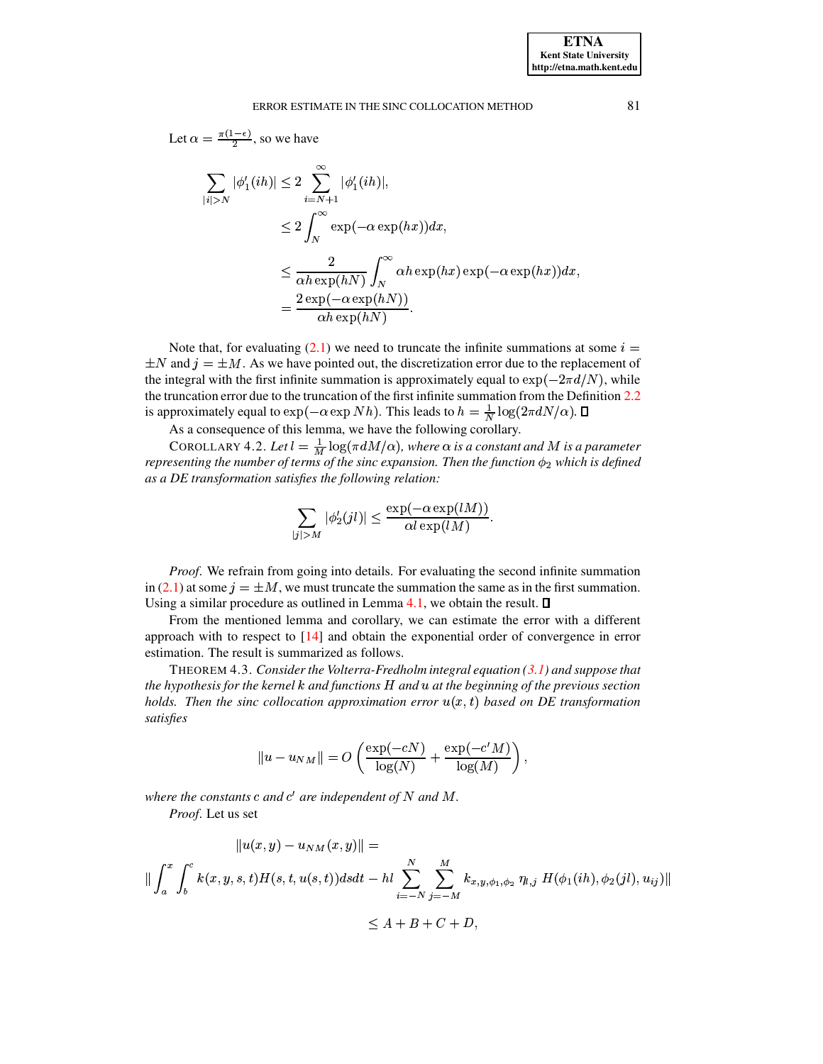Let $\alpha = \frac{\pi(1-\epsilon)}{2}$, so we have

$$
\begin{aligned}
\sum_{|i|>N} |\phi_1'(ih)| &\leq 2 \sum_{i=N+1}^{\infty} |\phi_1'(ih)|, \\
&\leq 2 \int_N^{\infty} \exp(-\alpha \exp(hx)) dx, \\
&\leq \frac{2}{\alpha h \exp(hN)} \int_N^{\infty} \alpha h \exp(hx) \exp(-\alpha \exp(hx)) dx, \\
&= \frac{2 \exp(-\alpha \exp(hN))}{\alpha h \exp(hN)}.
\end{aligned}
$$

Note that, for evaluating (2.1) we need to truncate the infinite summations at some $i = \pm N$ and $j = \pm M$. As we have pointed out, the discretization error due to the replacement of the integral with the first infinite summation is approximately equal to $\exp(-2\pi d/N)$, while the truncation error due to the truncation of the first infinite summation from the Definition 2.2 is approximately equal to $\exp(-\alpha \exp Nh)$. This leads to $h = \frac{1}{N} \log(2\pi d N/\alpha)$. ∎

As a consequence of this lemma, we have the following corollary.

COROLLARY 4.2. *Let $l = \frac{1}{M} \log(\pi d M/\alpha)$, where $\alpha$ is a constant and $M$ is a parameter representing the number of terms of the sinc expansion. Then the function $\phi_2$ which is defined as a DE transformation satisfies the following relation:*

$$
\sum_{|j|>M} |\phi_2'(jl)| \leq \frac{\exp(-\alpha \exp(lM))}{\alpha l \exp(lM)}.
$$

*Proof.* We refrain from going into details. For evaluating the second infinite summation in (2.1) at some $j = \pm M$, we must truncate the summation the same as in the first summation. Using a similar procedure as outlined in Lemma 4.1, we obtain the result. ∎

From the mentioned lemma and corollary, we can estimate the error with a different approach with to respect to [14] and obtain the exponential order of convergence in error estimation. The result is summarized as follows.

THEOREM 4.3. *Consider the Volterra-Fredholm integral equation (3.1) and suppose that the hypothesis for the kernel $k$ and functions $H$ and $u$ at the beginning of the previous section holds. Then the sinc collocation approximation error $u(x,t)$ based on DE transformation satisfies*

$$
\|u - u_{NM}\| = O\left( \frac{\exp(-cN)}{\log(N)} + \frac{\exp(-c'M)}{\log(M)} \right),
$$

*where the constants $c$ and $c'$ are independent of $N$ and $M$.*

*Proof.* Let us set

$$
\|u(x,y) - u_{NM}(x,y)\| =
$$

$$
\| \int_a^x \int_b^c k(x,y,s,t) H(s,t,u(s,t)) ds dt - hl \sum_{i=-N}^{N} \sum_{j=-M}^{M} k_{x,y,\phi_1,\phi_2} \, \eta_{l,j} \, H(\phi_1(ih), \phi_2(jl), u_{ij}) \|
$$

$$
\leq A + B + C + D,
$$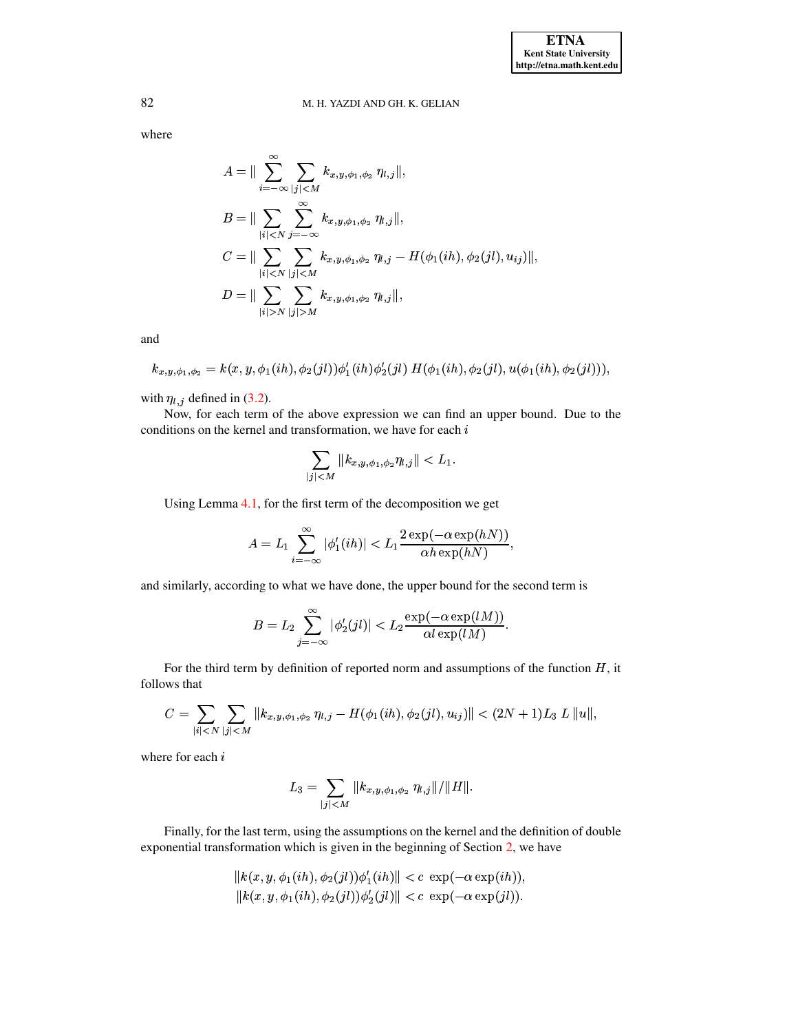where

$$A = \| \sum_{i=-\infty}^{\infty} \sum_{|j|<M} k_{x,y,\phi_1,\phi_2} \; \eta_{l,j} \|,$$

$$B = \| \sum_{|i|<N} \sum_{j=-\infty}^{\infty} k_{x,y,\phi_1,\phi_2} \; \eta_{l,j} \|,$$

$$C = \| \sum_{|i|<N} \sum_{|j|<M} k_{x,y,\phi_1,\phi_2} \; \eta_{l,j} - H(\phi_1(ih), \phi_2(jl), u_{ij}) \|,$$

$$D = \| \sum_{|i|>N} \sum_{|j|>M} k_{x,y,\phi_1,\phi_2} \; \eta_{l,j} \|,$$

and

$$k_{x,y,\phi_1,\phi_2} = k(x, y, \phi_1(ih), \phi_2(jl))\phi_1'(ih)\phi_2'(jl) \; H(\phi_1(ih), \phi_2(jl), u(\phi_1(ih), \phi_2(jl))),$$

with $\eta_{l,j}$ defined in (3.2).

Now, for each term of the above expression we can find an upper bound. Due to the conditions on the kernel and transformation, we have for each $i$

$$\sum_{|j|<M} \|k_{x,y,\phi_1,\phi_2} \eta_{l,j}\| < L_1.$$

Using Lemma 4.1, for the first term of the decomposition we get

$$A = L_1 \sum_{i=-\infty}^{\infty} |\phi_1'(ih)| < L_1 \frac{2\exp(-\alpha \exp(hN))}{\alpha h \exp(hN)},$$

and similarly, according to what we have done, the upper bound for the second term is

$$B = L_2 \sum_{j=-\infty}^{\infty} |\phi_2'(jl)| < L_2 \frac{\exp(-\alpha \exp(lM))}{\alpha l \exp(lM)}.$$

For the third term by definition of reported norm and assumptions of the function $H$, it follows that

$$C = \sum_{|i|<N} \sum_{|j|<M} \|k_{x,y,\phi_1,\phi_2} \; \eta_{l,j} - H(\phi_1(ih), \phi_2(jl), u_{ij})\| < (2N+1)L_3 \; L \, \|u\|,$$

where for each $i$

$$L_3 = \sum_{|j|<M} \|k_{x,y,\phi_1,\phi_2} \; \eta_{l,j}\| / \|H\|.$$

Finally, for the last term, using the assumptions on the kernel and the definition of double exponential transformation which is given in the beginning of Section 2, we have

$$\|k(x, y, \phi_1(ih), \phi_2(jl))\phi_1'(ih)\| < c \; \exp(-\alpha \exp(ih)),$$
$$\|k(x, y, \phi_1(ih), \phi_2(jl))\phi_2'(jl)\| < c \; \exp(-\alpha \exp(jl)).$$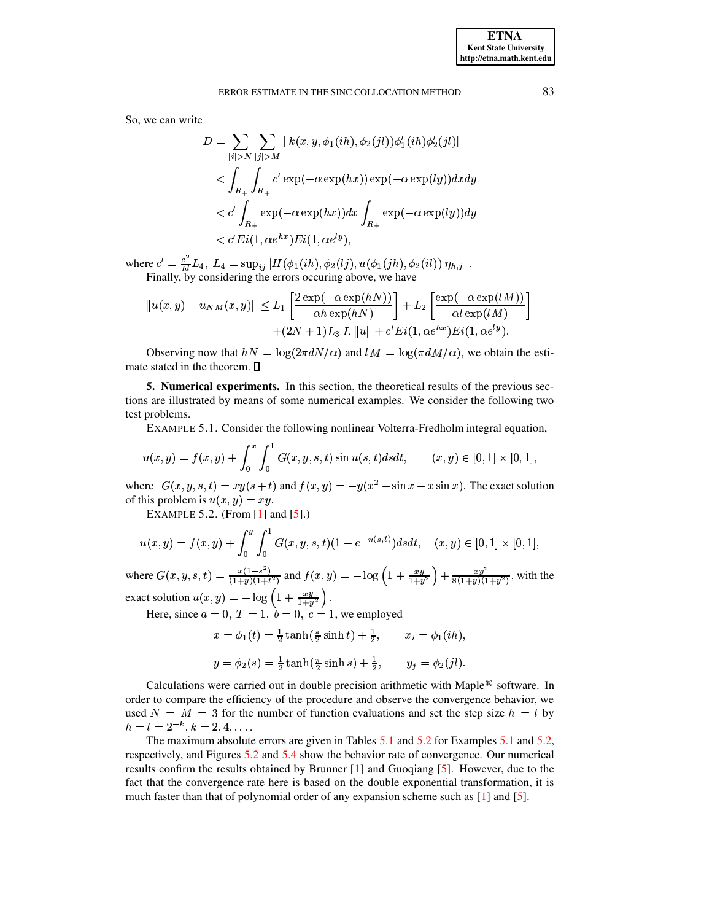So, we can write

$$
\begin{aligned}
D &= \sum_{|i|>N} \sum_{|j|>M} \| k(x, y, \phi_1(ih), \phi_2(jl)) \phi_1'(ih) \phi_2'(jl) \| \\
&< \int_{R_+} \int_{R_+} c' \exp(-\alpha \exp(hx)) \exp(-\alpha \exp(ly)) dx dy \\
&< c' \int_{R_+} \exp(-\alpha \exp(hx)) dx \int_{R_+} \exp(-\alpha \exp(ly)) dy \\
&< c' Ei(1, \alpha e^{hx}) Ei(1, \alpha e^{ly}),
\end{aligned}
$$

where $c' = \frac{c^2}{hl} L_4,\ L_4 = \sup_{ij} |H(\phi_1(ih), \phi_2(lj), u(\phi_1(jh), \phi_2(il))\, \eta_{h,j}|$.

Finally, by considering the errors occuring above, we have

$$
\|u(x,y) - u_{NM}(x,y)\| \le L_1 \left[ \frac{2 \exp(-\alpha \exp(hN))}{\alpha h \exp(hN)} \right] + L_2 \left[ \frac{\exp(-\alpha \exp(lM))}{\alpha l \exp(lM)} \right]
$$
$$
+ (2N+1) L_3\, L\, \|u\| + c' Ei(1, \alpha e^{hx}) Ei(1, \alpha e^{ly}).
$$

Observing now that $hN = \log(2\pi dN/\alpha)$ and $lM = \log(\pi dM/\alpha)$, we obtain the estimate stated in the theorem. ∎

**5. Numerical experiments.** In this section, the theoretical results of the previous sections are illustrated by means of some numerical examples. We consider the following two test problems.

EXAMPLE 5.1. Consider the following nonlinear Volterra-Fredholm integral equation,

$$
u(x,y) = f(x,y) + \int_0^x \int_0^1 G(x,y,s,t) \sin u(s,t) ds dt, \qquad (x,y) \in [0,1] \times [0,1],
$$

where $G(x,y,s,t) = xy(s+t)$ and $f(x,y) = -y(x^2 - \sin x - x \sin x)$. The exact solution of this problem is $u(x,y) = xy$.

EXAMPLE 5.2. (From [1] and [5].)

$$
u(x,y) = f(x,y) + \int_0^y \int_0^1 G(x,y,s,t)(1 - e^{-u(s,t)}) ds dt, \quad (x,y) \in [0,1] \times [0,1],
$$

where $G(x,y,s,t) = \frac{x(1-s^2)}{(1+y)(1+t^2)}$ and $f(x,y) = -\log\left(1 + \frac{xy}{1+y^2}\right) + \frac{xy^2}{8(1+y)(1+y^2)}$, with the exact solution $u(x,y) = -\log\left(1 + \frac{xy}{1+y^2}\right)$.

Here, since $a = 0,\ T = 1,\ b = 0,\ c = 1$, we employed

$$
x = \phi_1(t) = \tfrac{1}{2} \tanh(\tfrac{\pi}{2} \sinh t) + \tfrac{1}{2}, \qquad x_i = \phi_1(ih),
$$

$$
y = \phi_2(s) = \tfrac{1}{2} \tanh(\tfrac{\pi}{2} \sinh s) + \tfrac{1}{2}, \qquad y_j = \phi_2(jl).
$$

Calculations were carried out in double precision arithmetic with Maple® software. In order to compare the efficiency of the procedure and observe the convergence behavior, we used $N = M = 3$ for the number of function evaluations and set the step size $h = l$ by $h = l = 2^{-k}, k = 2, 4, \ldots$.

The maximum absolute errors are given in Tables 5.1 and 5.2 for Examples 5.1 and 5.2, respectively, and Figures 5.2 and 5.4 show the behavior rate of convergence. Our numerical results confirm the results obtained by Brunner [1] and Guoqiang [5]. However, due to the fact that the convergence rate here is based on the double exponential transformation, it is much faster than that of polynomial order of any expansion scheme such as [1] and [5].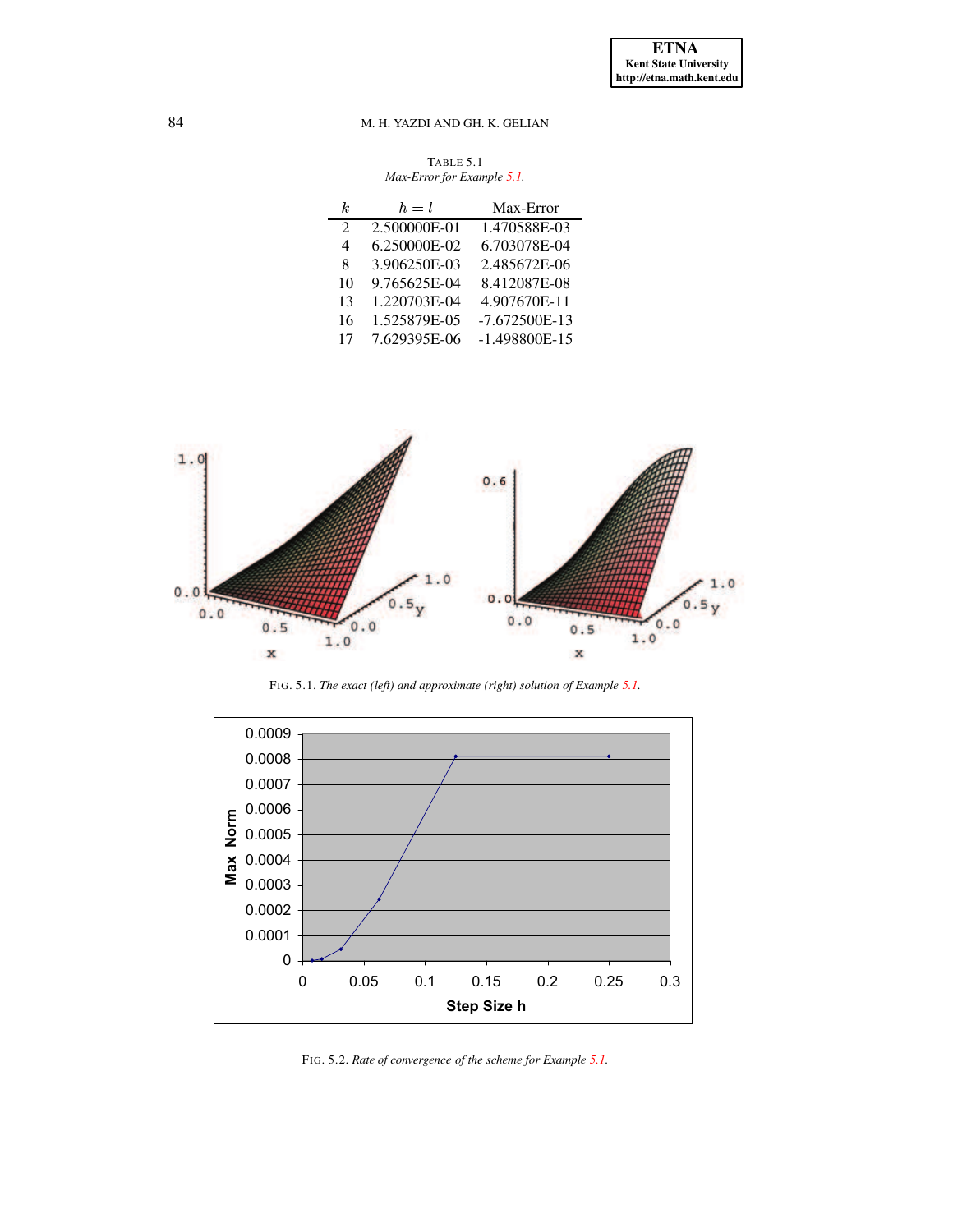TABLE 5.1
*Max-Error for Example 5.1.*

| $k$ | $h = l$ | Max-Error |
|---|---|---|
| 2 | 2.500000E-01 | 1.470588E-03 |
| 4 | 6.250000E-02 | 6.703078E-04 |
| 8 | 3.906250E-03 | 2.485672E-06 |
| 10 | 9.765625E-04 | 8.412087E-08 |
| 13 | 1.220703E-04 | 4.907670E-11 |
| 16 | 1.525879E-05 | -7.672500E-13 |
| 17 | 7.629395E-06 | -1.498800E-15 |

FIG. 5.1. *The exact (left) and approximate (right) solution of Example 5.1.*

FIG. 5.2. *Rate of convergence of the scheme for Example 5.1.*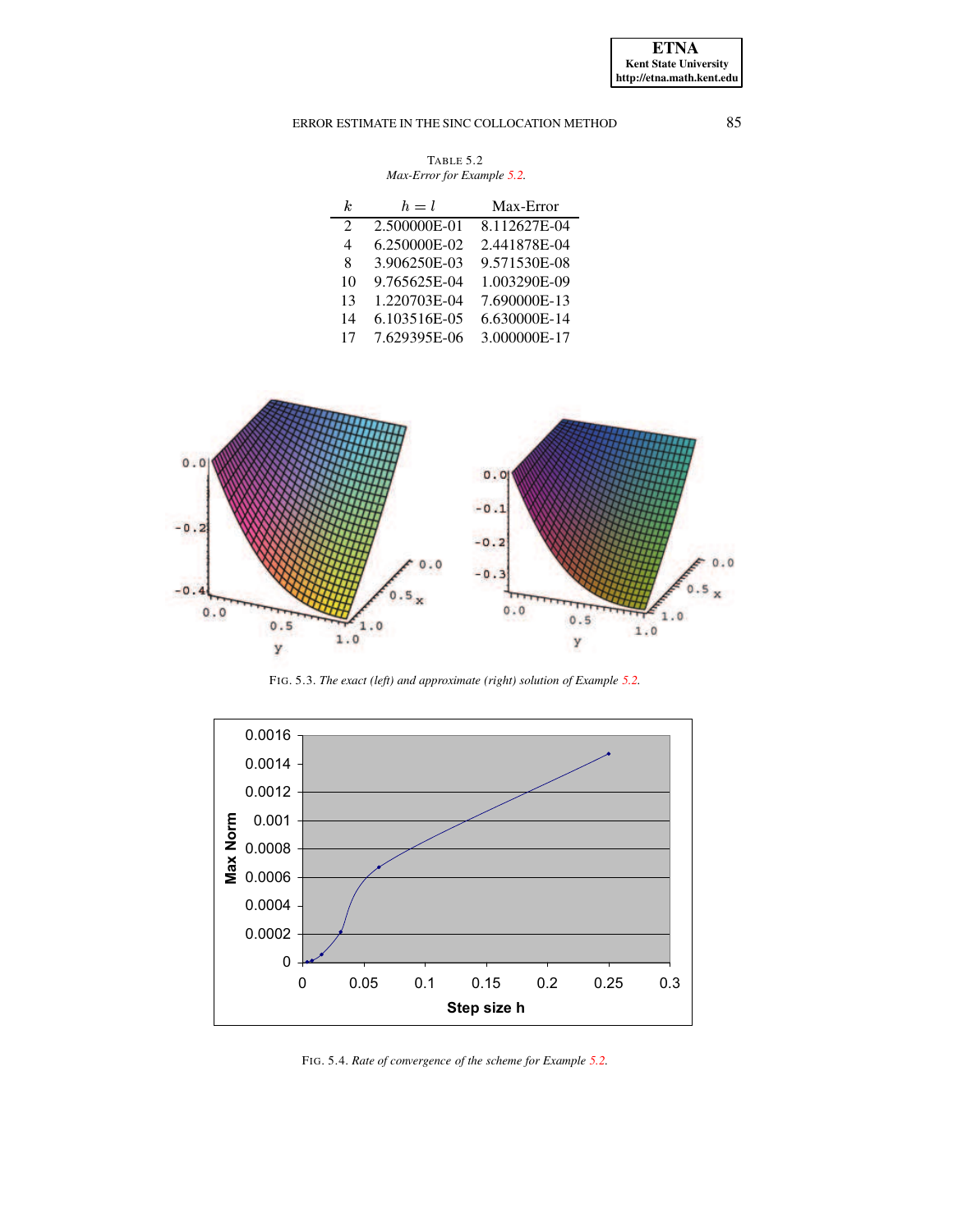TABLE 5.2
*Max-Error for Example 5.2.*

| $k$ | $h = l$ | Max-Error |
|---|---|---|
| 2 | 2.500000E-01 | 8.112627E-04 |
| 4 | 6.250000E-02 | 2.441878E-04 |
| 8 | 3.906250E-03 | 9.571530E-08 |
| 10 | 9.765625E-04 | 1.003290E-09 |
| 13 | 1.220703E-04 | 7.690000E-13 |
| 14 | 6.103516E-05 | 6.630000E-14 |
| 17 | 7.629395E-06 | 3.000000E-17 |

FIG. 5.3. *The exact (left) and approximate (right) solution of Example 5.2.*

FIG. 5.4. *Rate of convergence of the scheme for Example 5.2.*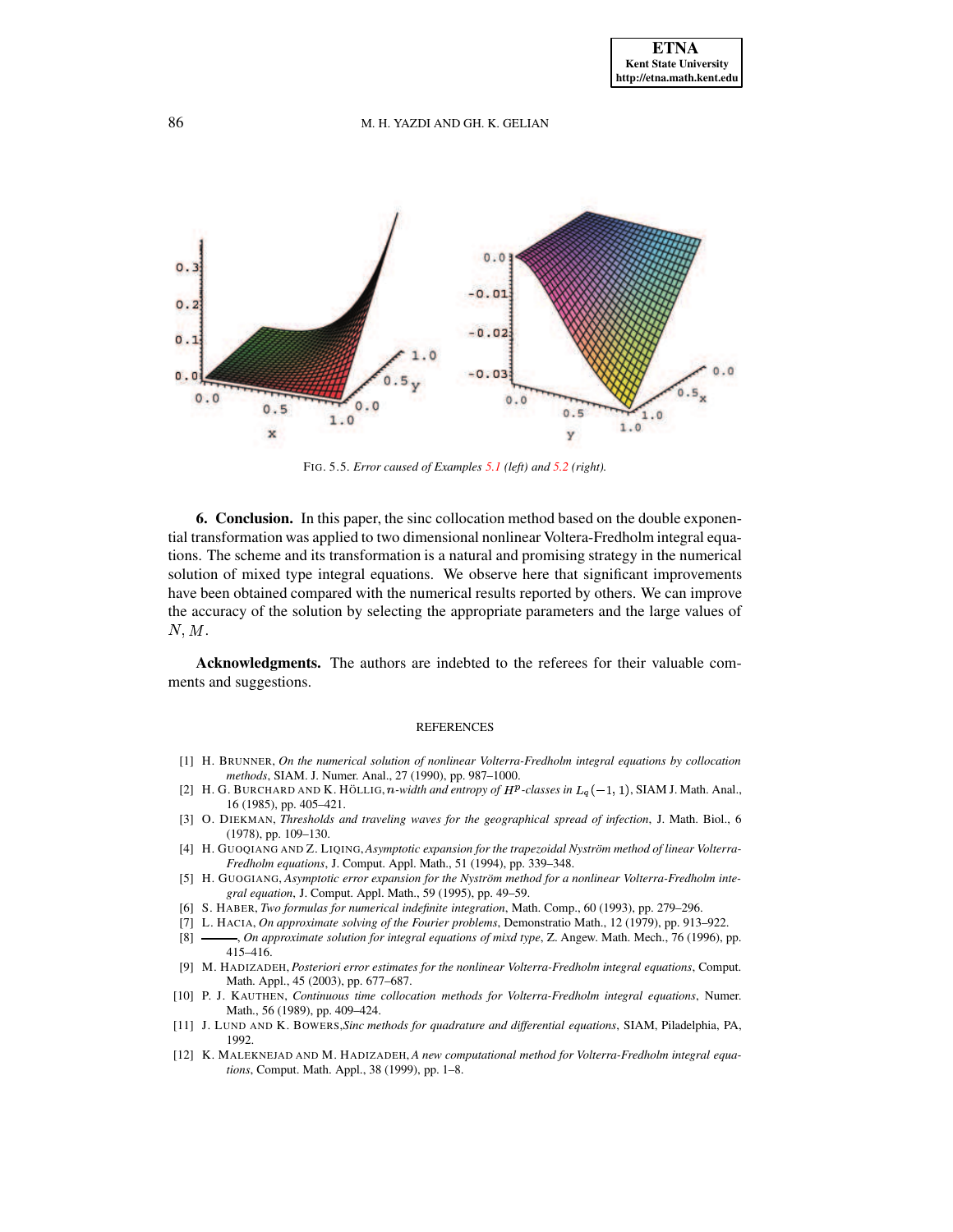FIG. 5.5. *Error caused of Examples 5.1 (left) and 5.2 (right).*

**6. Conclusion.** In this paper, the sinc collocation method based on the double exponential transformation was applied to two dimensional nonlinear Voltera-Fredholm integral equations. The scheme and its transformation is a natural and promising strategy in the numerical solution of mixed type integral equations. We observe here that significant improvements have been obtained compared with the numerical results reported by others. We can improve the accuracy of the solution by selecting the appropriate parameters and the large values of $N, M$.

**Acknowledgments.** The authors are indebted to the referees for their valuable comments and suggestions.

## REFERENCES

[1] H. BRUNNER, *On the numerical solution of nonlinear Volterra-Fredholm integral equations by collocation methods*, SIAM. J. Numer. Anal., 27 (1990), pp. 987–1000.

[2] H. G. BURCHARD AND K. HÖLLIG, *$n$-width and entropy of $H^p$-classes in $L_q(-1, 1)$*, SIAM J. Math. Anal., 16 (1985), pp. 405–421.

[3] O. DIEKMAN, *Thresholds and traveling waves for the geographical spread of infection*, J. Math. Biol., 6 (1978), pp. 109–130.

[4] H. GUOQIANG AND Z. LIQING, *Asymptotic expansion for the trapezoidal Nyström method of linear Volterra-Fredholm equations*, J. Comput. Appl. Math., 51 (1994), pp. 339–348.

[5] H. GUOGIANG, *Asymptotic error expansion for the Nyström method for a nonlinear Volterra-Fredholm integral equation*, J. Comput. Appl. Math., 59 (1995), pp. 49–59.

[6] S. HABER, *Two formulas for numerical indefinite integration*, Math. Comp., 60 (1993), pp. 279–296.

[7] L. HACIA, *On approximate solving of the Fourier problems*, Demonstratio Math., 12 (1979), pp. 913–922.

[8] ———, *On approximate solution for integral equations of mixd type*, Z. Angew. Math. Mech., 76 (1996), pp. 415–416.

[9] M. HADIZADEH, *Posteriori error estimates for the nonlinear Volterra-Fredholm integral equations*, Comput. Math. Appl., 45 (2003), pp. 677–687.

[10] P. J. KAUTHEN, *Continuous time collocation methods for Volterra-Fredholm integral equations*, Numer. Math., 56 (1989), pp. 409–424.

[11] J. LUND AND K. BOWERS, *Sinc methods for quadrature and differential equations*, SIAM, Piladelphia, PA, 1992.

[12] K. MALEKNEJAD AND M. HADIZADEH, *A new computational method for Volterra-Fredholm integral equations*, Comput. Math. Appl., 38 (1999), pp. 1–8.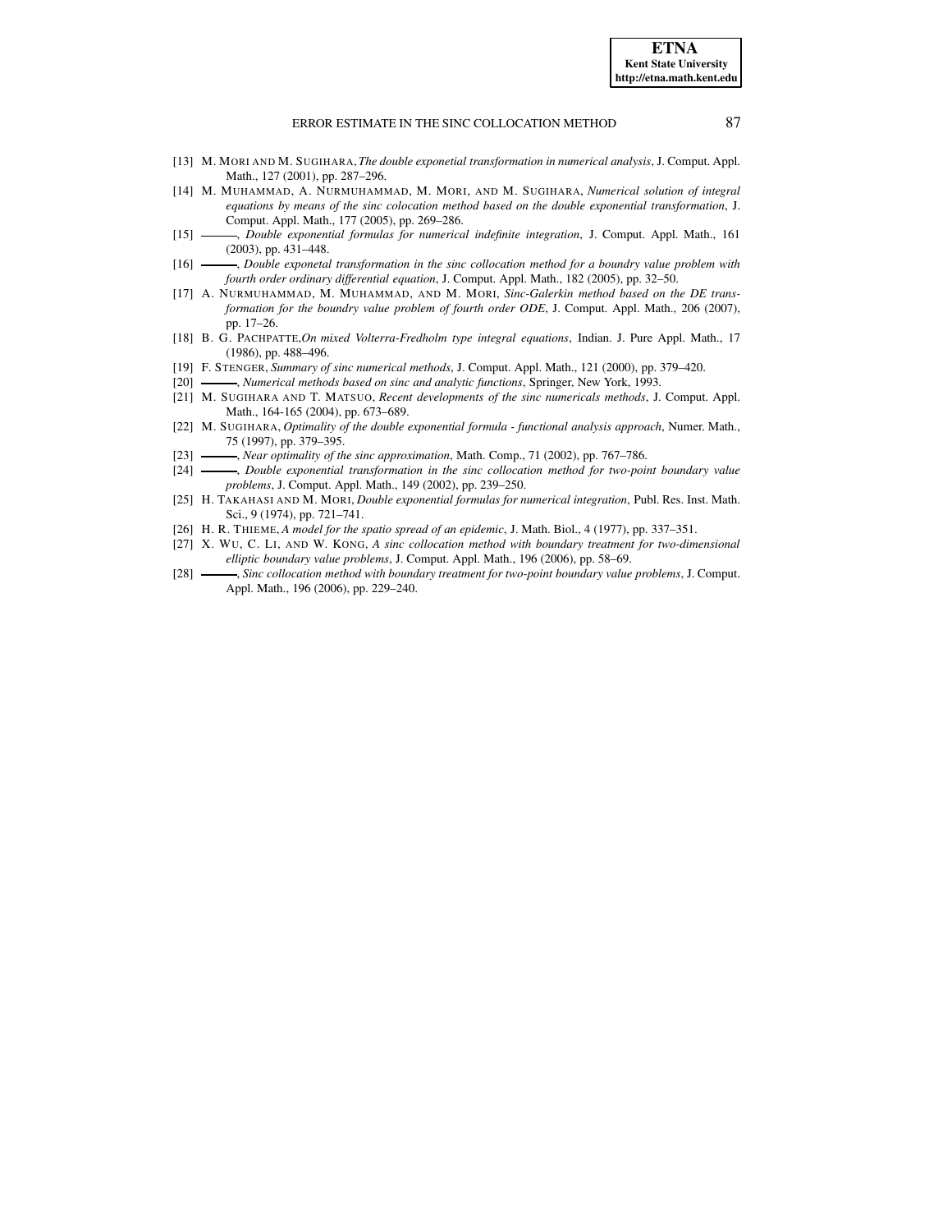[13] M. MORI AND M. SUGIHARA, *The double exponetial transformation in numerical analysis*, J. Comput. Appl. Math., 127 (2001), pp. 287–296.

[14] M. MUHAMMAD, A. NURMUHAMMAD, M. MORI, AND M. SUGIHARA, *Numerical solution of integral equations by means of the sinc colocation method based on the double exponential transformation*, J. Comput. Appl. Math., 177 (2005), pp. 269–286.

[15] ———, *Double exponential formulas for numerical indefinite integration*, J. Comput. Appl. Math., 161 (2003), pp. 431–448.

[16] ———, *Double exponetal transformation in the sinc collocation method for a boundry value problem with fourth order ordinary differential equation*, J. Comput. Appl. Math., 182 (2005), pp. 32–50.

[17] A. NURMUHAMMAD, M. MUHAMMAD, AND M. MORI, *Sinc-Galerkin method based on the DE transformation for the boundry value problem of fourth order ODE*, J. Comput. Appl. Math., 206 (2007), pp. 17–26.

[18] B. G. PACHPATTE, *On mixed Volterra-Fredholm type integral equations*, Indian. J. Pure Appl. Math., 17 (1986), pp. 488–496.

[19] F. STENGER, *Summary of sinc numerical methods*, J. Comput. Appl. Math., 121 (2000), pp. 379–420.

[20] ———, *Numerical methods based on sinc and analytic functions*, Springer, New York, 1993.

[21] M. SUGIHARA AND T. MATSUO, *Recent developments of the sinc numericals methods*, J. Comput. Appl. Math., 164-165 (2004), pp. 673–689.

[22] M. SUGIHARA, *Optimality of the double exponential formula - functional analysis approach*, Numer. Math., 75 (1997), pp. 379–395.

[23] ———, *Near optimality of the sinc approximation*, Math. Comp., 71 (2002), pp. 767–786.

[24] ———, *Double exponential transformation in the sinc collocation method for two-point boundary value problems*, J. Comput. Appl. Math., 149 (2002), pp. 239–250.

[25] H. TAKAHASI AND M. MORI, *Double exponential formulas for numerical integration*, Publ. Res. Inst. Math. Sci., 9 (1974), pp. 721–741.

[26] H. R. THIEME, *A model for the spatio spread of an epidemic*, J. Math. Biol., 4 (1977), pp. 337–351.

[27] X. WU, C. LI, AND W. KONG, *A sinc collocation method with boundary treatment for two-dimensional elliptic boundary value problems*, J. Comput. Appl. Math., 196 (2006), pp. 58–69.

[28] ———, *Sinc collocation method with boundary treatment for two-point boundary value problems*, J. Comput. Appl. Math., 196 (2006), pp. 229–240.